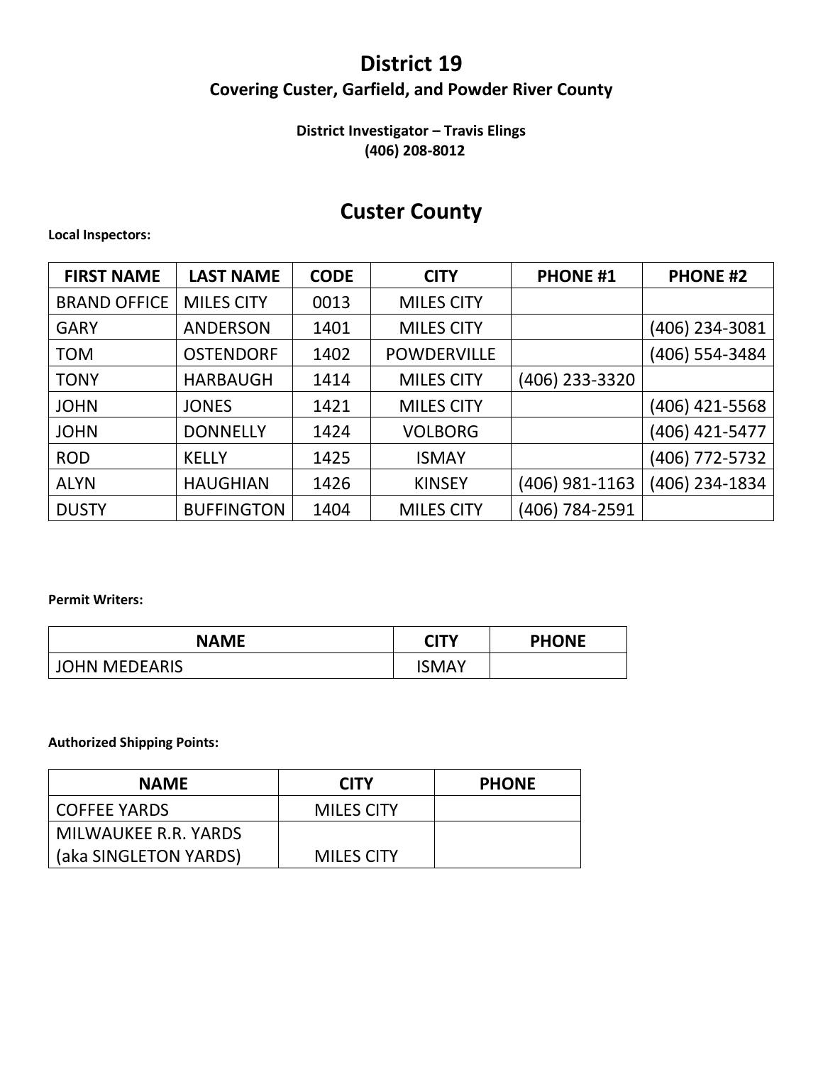# District 19

**Covering Custer, Garfield, and Powder River County**

**District Investigator – Travis Elings**
**(406) 208-8012**

## Custer County

**Local Inspectors:**

| FIRST NAME | LAST NAME | CODE | CITY | PHONE #1 | PHONE #2 |
|---|---|---|---|---|---|
| BRAND OFFICE | MILES CITY | 0013 | MILES CITY | | |
| GARY | ANDERSON | 1401 | MILES CITY | | (406) 234-3081 |
| TOM | OSTENDORF | 1402 | POWDERVILLE | | (406) 554-3484 |
| TONY | HARBAUGH | 1414 | MILES CITY | (406) 233-3320 | |
| JOHN | JONES | 1421 | MILES CITY | | (406) 421-5568 |
| JOHN | DONNELLY | 1424 | VOLBORG | | (406) 421-5477 |
| ROD | KELLY | 1425 | ISMAY | | (406) 772-5732 |
| ALYN | HAUGHIAN | 1426 | KINSEY | (406) 981-1163 | (406) 234-1834 |
| DUSTY | BUFFINGTON | 1404 | MILES CITY | (406) 784-2591 | |

**Permit Writers:**

| NAME | CITY | PHONE |
|---|---|---|
| JOHN MEDEARIS | ISMAY | |

**Authorized Shipping Points:**

| NAME | CITY | PHONE |
|---|---|---|
| COFFEE YARDS | MILES CITY | |
| MILWAUKEE R.R. YARDS (aka SINGLETON YARDS) | MILES CITY | |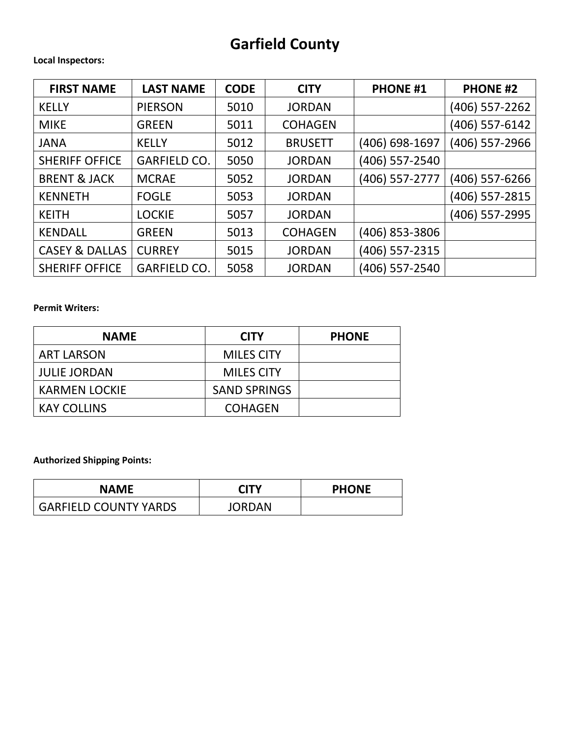# Garfield County

**Local Inspectors:**

| FIRST NAME | LAST NAME | CODE | CITY | PHONE #1 | PHONE #2 |
|---|---|---|---|---|---|
| KELLY | PIERSON | 5010 | JORDAN | | (406) 557-2262 |
| MIKE | GREEN | 5011 | COHAGEN | | (406) 557-6142 |
| JANA | KELLY | 5012 | BRUSETT | (406) 698-1697 | (406) 557-2966 |
| SHERIFF OFFICE | GARFIELD CO. | 5050 | JORDAN | (406) 557-2540 | |
| BRENT & JACK | MCRAE | 5052 | JORDAN | (406) 557-2777 | (406) 557-6266 |
| KENNETH | FOGLE | 5053 | JORDAN | | (406) 557-2815 |
| KEITH | LOCKIE | 5057 | JORDAN | | (406) 557-2995 |
| KENDALL | GREEN | 5013 | COHAGEN | (406) 853-3806 | |
| CASEY & DALLAS | CURREY | 5015 | JORDAN | (406) 557-2315 | |
| SHERIFF OFFICE | GARFIELD CO. | 5058 | JORDAN | (406) 557-2540 | |

**Permit Writers:**

| NAME | CITY | PHONE |
|---|---|---|
| ART LARSON | MILES CITY | |
| JULIE JORDAN | MILES CITY | |
| KARMEN LOCKIE | SAND SPRINGS | |
| KAY COLLINS | COHAGEN | |

**Authorized Shipping Points:**

| NAME | CITY | PHONE |
|---|---|---|
| GARFIELD COUNTY YARDS | JORDAN | |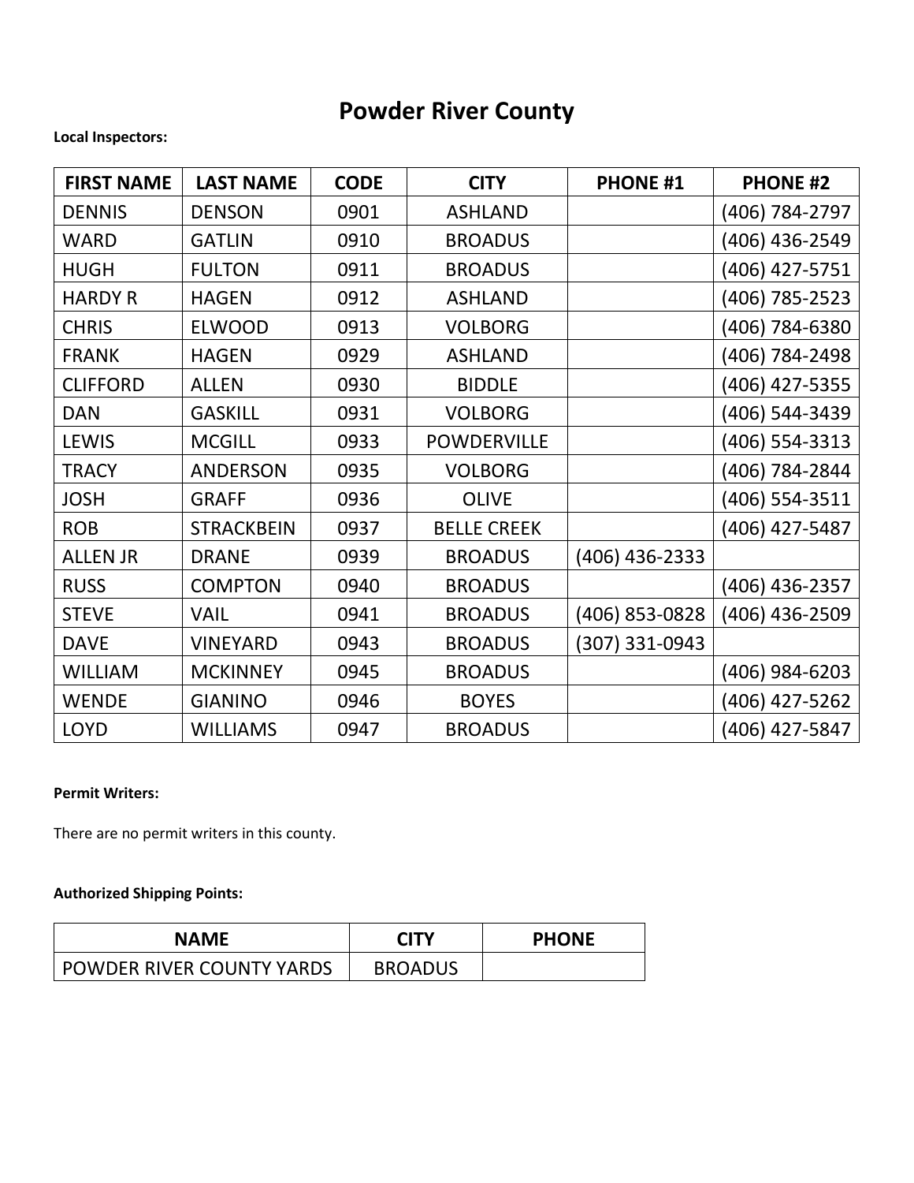# Powder River County

**Local Inspectors:**

| FIRST NAME | LAST NAME | CODE | CITY | PHONE #1 | PHONE #2 |
|---|---|---|---|---|---|
| DENNIS | DENSON | 0901 | ASHLAND | | (406) 784-2797 |
| WARD | GATLIN | 0910 | BROADUS | | (406) 436-2549 |
| HUGH | FULTON | 0911 | BROADUS | | (406) 427-5751 |
| HARDY R | HAGEN | 0912 | ASHLAND | | (406) 785-2523 |
| CHRIS | ELWOOD | 0913 | VOLBORG | | (406) 784-6380 |
| FRANK | HAGEN | 0929 | ASHLAND | | (406) 784-2498 |
| CLIFFORD | ALLEN | 0930 | BIDDLE | | (406) 427-5355 |
| DAN | GASKILL | 0931 | VOLBORG | | (406) 544-3439 |
| LEWIS | MCGILL | 0933 | POWDERVILLE | | (406) 554-3313 |
| TRACY | ANDERSON | 0935 | VOLBORG | | (406) 784-2844 |
| JOSH | GRAFF | 0936 | OLIVE | | (406) 554-3511 |
| ROB | STRACKBEIN | 0937 | BELLE CREEK | | (406) 427-5487 |
| ALLEN JR | DRANE | 0939 | BROADUS | (406) 436-2333 | |
| RUSS | COMPTON | 0940 | BROADUS | | (406) 436-2357 |
| STEVE | VAIL | 0941 | BROADUS | (406) 853-0828 | (406) 436-2509 |
| DAVE | VINEYARD | 0943 | BROADUS | (307) 331-0943 | |
| WILLIAM | MCKINNEY | 0945 | BROADUS | | (406) 984-6203 |
| WENDE | GIANINO | 0946 | BOYES | | (406) 427-5262 |
| LOYD | WILLIAMS | 0947 | BROADUS | | (406) 427-5847 |

**Permit Writers:**

There are no permit writers in this county.

**Authorized Shipping Points:**

| NAME | CITY | PHONE |
|---|---|---|
| POWDER RIVER COUNTY YARDS | BROADUS | |